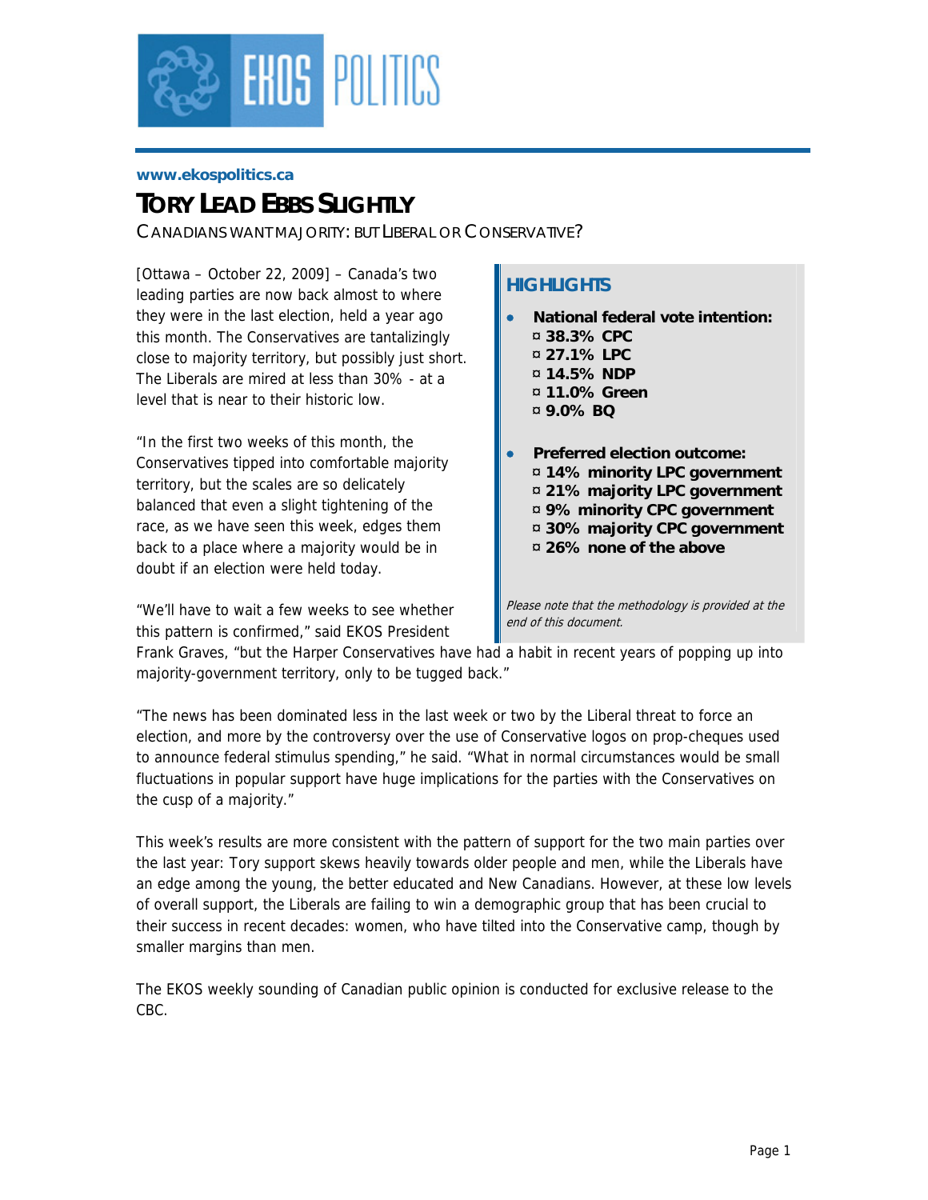www.ekospolitics.ca

# TORY LEAD EBBS SLIGHTLY

CANADIANS WANT MAJORITY: BUT LIBERAL OR CONSERVATIVE?

[Ottawa – October 22, 2009] – Canada's two leading parties are now back almost to where they were in the last election, held a year ago this month. The Conservatives are tantalizingly close to majority territory, but possibly just short. The Liberals are mired at less than 30% - at a level that is near to their historic low.

"In the first two weeks of this month, the Conservatives tipped into comfortable majority territory, but the scales are so delicately balanced that even a slight tightening of the race, as we have seen this week, edges them back to a place where a majority would be in doubt if an election were held today.

"We'll have to wait a few weeks to see whether this pattern is confirmed," said EKOS President Frank Graves, "but the Harper Conservatives have had a habit in recent years of popping up into majority-government territory, only to be tugged back."

"The news has been dominated less in the last week or two by the Liberal threat to force an election, and more by the controversy over the use of Conservative logos on prop-cheques used to announce federal stimulus spending," he said. "What in normal circumstances would be small fluctuations in popular support have huge implications for the parties with the Conservatives on the cusp of a majority."

This week's results are more consistent with the pattern of support for the two main parties over the last year: Tory support skews heavily towards older people and men, while the Liberals have an edge among the young, the better educated and New Canadians. However, at these low levels of overall support, the Liberals are failing to win a demographic group that has been crucial to their success in recent decades: women, who have tilted into the Conservative camp, though by smaller margins than men.

The EKOS weekly sounding of Canadian public opinion is conducted for exclusive release to the CBC.

## HIGHLIGHTS

- **National federal vote intention:**
  - **38.3% CPC**
  - **27.1% LPC**
  - **14.5% NDP**
  - **11.0% Green**
  - **9.0% BQ**
- **Preferred election outcome:**
  - **14% minority LPC government**
  - **21% majority LPC government**
  - **9% minority CPC government**
  - **30% majority CPC government**
  - **26% none of the above**

*Please note that the methodology is provided at the end of this document.*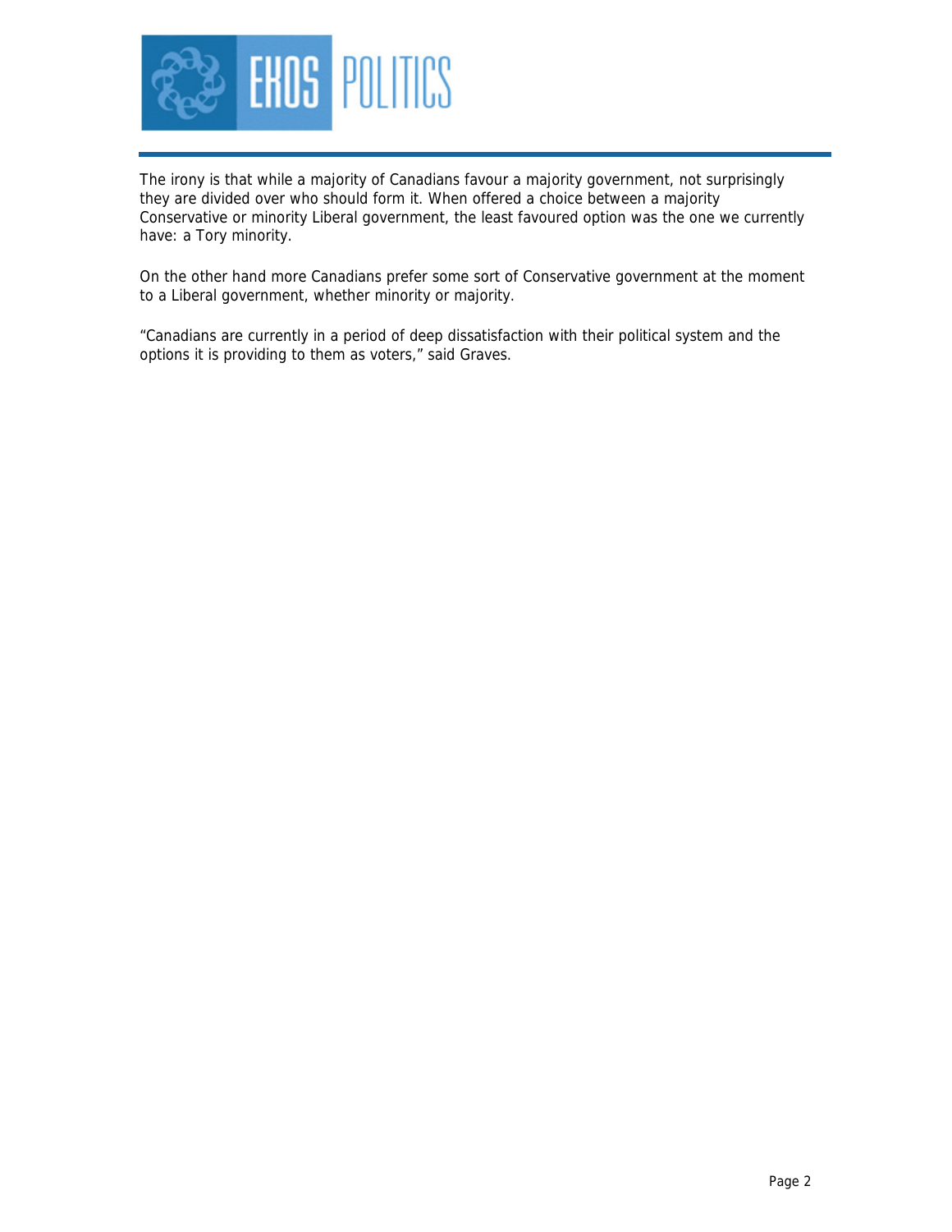The irony is that while a majority of Canadians favour a majority government, not surprisingly they are divided over who should form it. When offered a choice between a majority Conservative or minority Liberal government, the least favoured option was the one we currently have: a Tory minority.

On the other hand more Canadians prefer some sort of Conservative government at the moment to a Liberal government, whether minority or majority.

"Canadians are currently in a period of deep dissatisfaction with their political system and the options it is providing to them as voters," said Graves.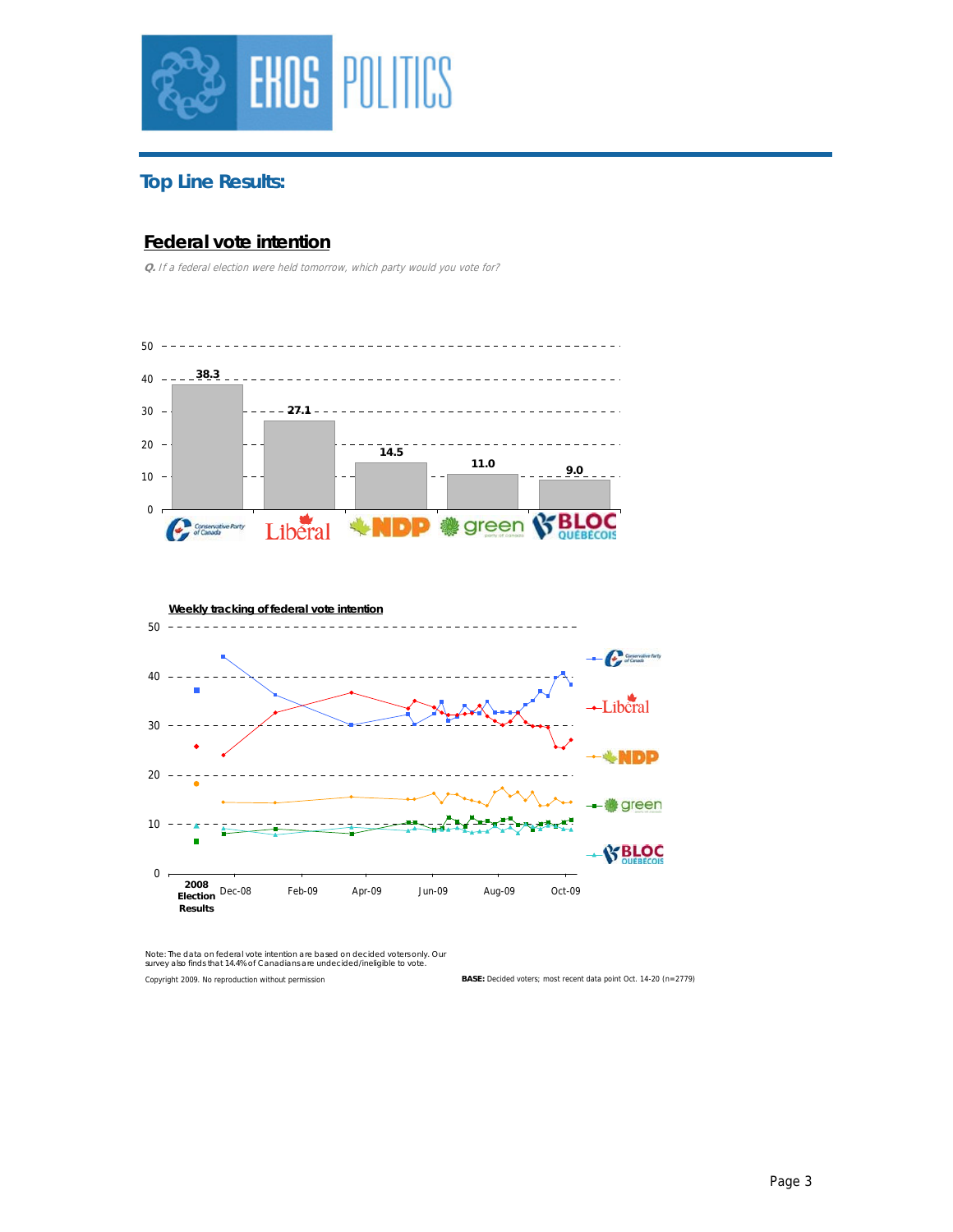## Top Line Results:

### Federal vote intention

*Q. If a federal election were held tomorrow, which party would you vote for?*

| Party | % |
|---|---|
| Conservative Party of Canada | 38.3 |
| Liberal | 27.1 |
| NDP | 14.5 |
| Green | 11.0 |
| Bloc Québécois | 9.0 |

**Weekly tracking of federal vote intention**

Note: The data on federal vote intention are based on decided voters only. Our survey also finds that 14.4% of Canadians are undecided/ineligible to vote.

Copyright 2009. No reproduction without permission

**BASE:** Decided voters; most recent data point Oct. 14-20 (n=2779)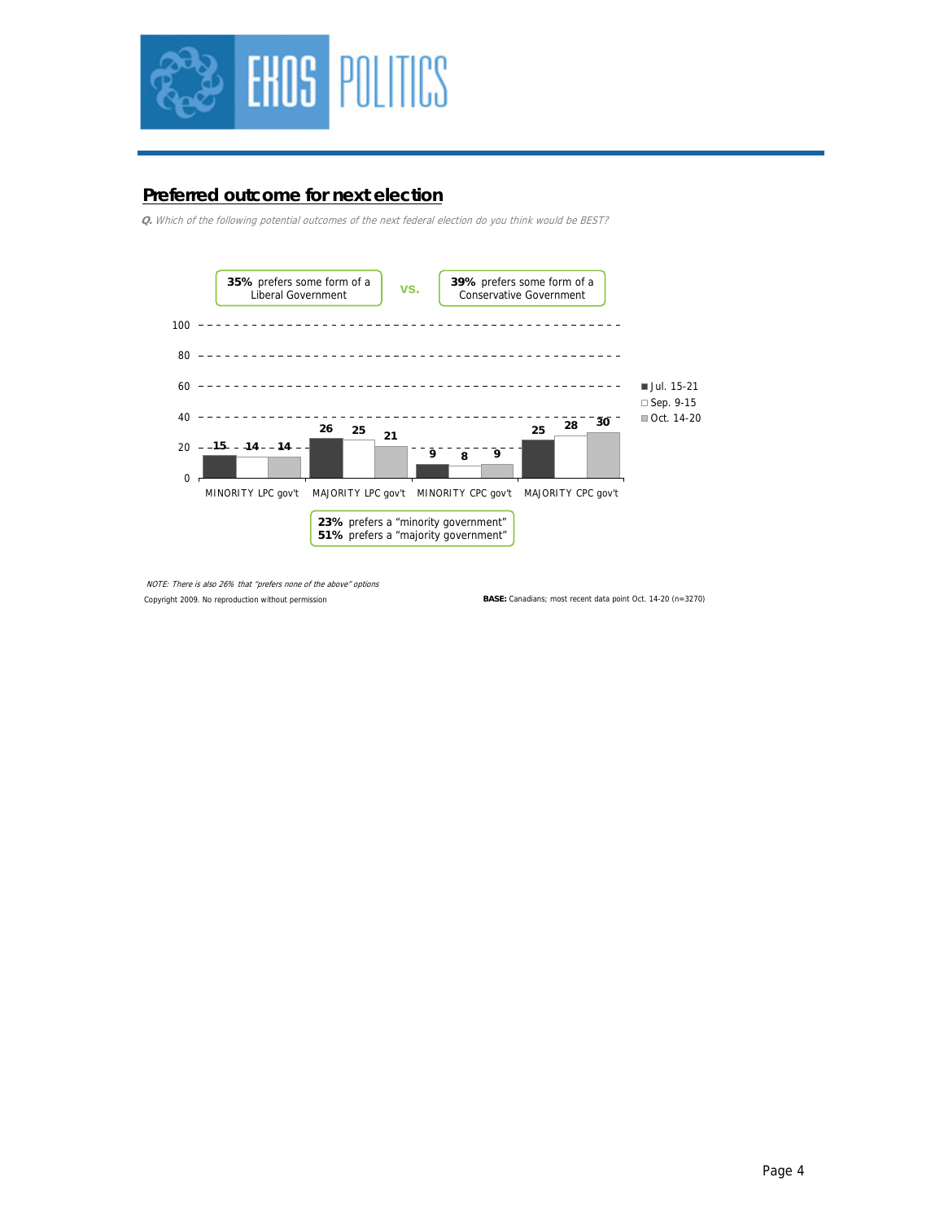## Preferred outcome for next election

*Q. Which of the following potential outcomes of the next federal election do you think would be BEST?*

**35%** prefers some form of a Liberal Government **vs.** **39%** prefers some form of a Conservative Government

| | Jul. 15-21 | Sep. 9-15 | Oct. 14-20 |
|---|---|---|---|
| MINORITY LPC gov't | 15 | 14 | 14 |
| MAJORITY LPC gov't | 26 | 25 | 21 |
| MINORITY CPC gov't | 9 | 8 | 9 |
| MAJORITY CPC gov't | 25 | 28 | 30 |

**23%** prefers a "minority government"
**51%** prefers a "majority government"

*NOTE: There is also 26% that "prefers none of the above" options*

Copyright 2009. No reproduction without permission

**BASE:** Canadians; most recent data point Oct. 14-20 (n=3270)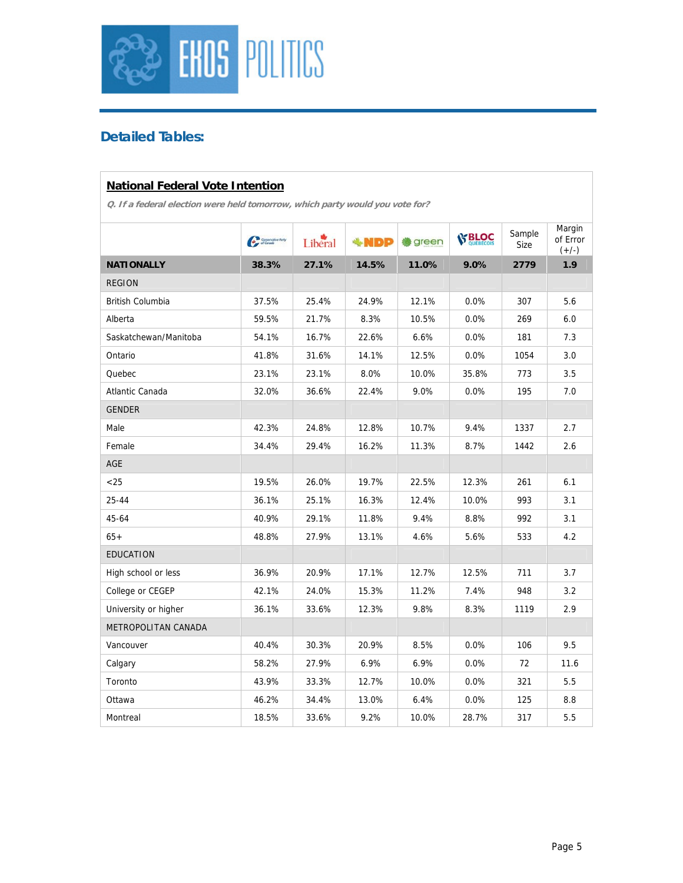## Detailed Tables:

### National Federal Vote Intention

*Q. If a federal election were held tomorrow, which party would you vote for?*

| | Conservative | Liberal | NDP | green | BLOC QUÉBÉCOIS | Sample Size | Margin of Error (+/-) |
|---|---|---|---|---|---|---|---|
| **NATIONALLY** | **38.3%** | **27.1%** | **14.5%** | **11.0%** | **9.0%** | **2779** | **1.9** |
| REGION | | | | | | | |
| British Columbia | 37.5% | 25.4% | 24.9% | 12.1% | 0.0% | 307 | 5.6 |
| Alberta | 59.5% | 21.7% | 8.3% | 10.5% | 0.0% | 269 | 6.0 |
| Saskatchewan/Manitoba | 54.1% | 16.7% | 22.6% | 6.6% | 0.0% | 181 | 7.3 |
| Ontario | 41.8% | 31.6% | 14.1% | 12.5% | 0.0% | 1054 | 3.0 |
| Quebec | 23.1% | 23.1% | 8.0% | 10.0% | 35.8% | 773 | 3.5 |
| Atlantic Canada | 32.0% | 36.6% | 22.4% | 9.0% | 0.0% | 195 | 7.0 |
| GENDER | | | | | | | |
| Male | 42.3% | 24.8% | 12.8% | 10.7% | 9.4% | 1337 | 2.7 |
| Female | 34.4% | 29.4% | 16.2% | 11.3% | 8.7% | 1442 | 2.6 |
| AGE | | | | | | | |
| <25 | 19.5% | 26.0% | 19.7% | 22.5% | 12.3% | 261 | 6.1 |
| 25-44 | 36.1% | 25.1% | 16.3% | 12.4% | 10.0% | 993 | 3.1 |
| 45-64 | 40.9% | 29.1% | 11.8% | 9.4% | 8.8% | 992 | 3.1 |
| 65+ | 48.8% | 27.9% | 13.1% | 4.6% | 5.6% | 533 | 4.2 |
| EDUCATION | | | | | | | |
| High school or less | 36.9% | 20.9% | 17.1% | 12.7% | 12.5% | 711 | 3.7 |
| College or CEGEP | 42.1% | 24.0% | 15.3% | 11.2% | 7.4% | 948 | 3.2 |
| University or higher | 36.1% | 33.6% | 12.3% | 9.8% | 8.3% | 1119 | 2.9 |
| METROPOLITAN CANADA | | | | | | | |
| Vancouver | 40.4% | 30.3% | 20.9% | 8.5% | 0.0% | 106 | 9.5 |
| Calgary | 58.2% | 27.9% | 6.9% | 6.9% | 0.0% | 72 | 11.6 |
| Toronto | 43.9% | 33.3% | 12.7% | 10.0% | 0.0% | 321 | 5.5 |
| Ottawa | 46.2% | 34.4% | 13.0% | 6.4% | 0.0% | 125 | 8.8 |
| Montreal | 18.5% | 33.6% | 9.2% | 10.0% | 28.7% | 317 | 5.5 |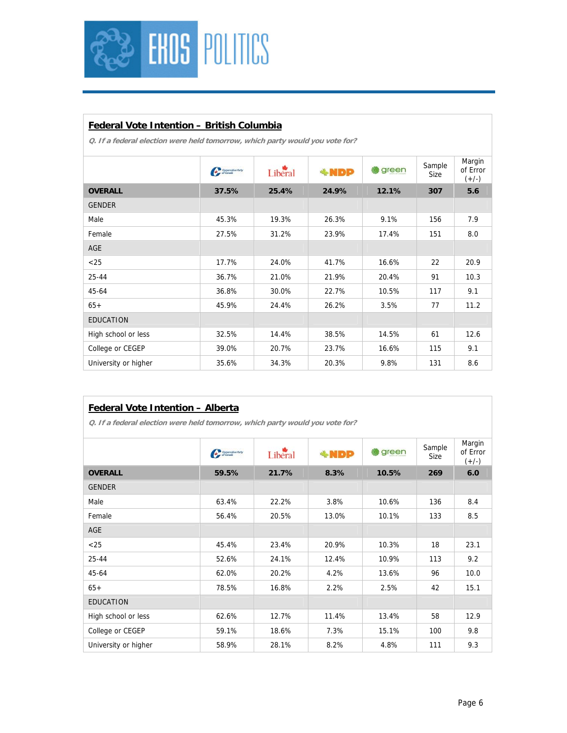## Federal Vote Intention – British Columbia

*Q. If a federal election were held tomorrow, which party would you vote for?*

| | Conservative | Liberal | NDP | green | Sample Size | Margin of Error (+/-) |
|---|---|---|---|---|---|---|
| **OVERALL** | **37.5%** | **25.4%** | **24.9%** | **12.1%** | **307** | **5.6** |
| GENDER | | | | | | |
| Male | 45.3% | 19.3% | 26.3% | 9.1% | 156 | 7.9 |
| Female | 27.5% | 31.2% | 23.9% | 17.4% | 151 | 8.0 |
| AGE | | | | | | |
| <25 | 17.7% | 24.0% | 41.7% | 16.6% | 22 | 20.9 |
| 25-44 | 36.7% | 21.0% | 21.9% | 20.4% | 91 | 10.3 |
| 45-64 | 36.8% | 30.0% | 22.7% | 10.5% | 117 | 9.1 |
| 65+ | 45.9% | 24.4% | 26.2% | 3.5% | 77 | 11.2 |
| EDUCATION | | | | | | |
| High school or less | 32.5% | 14.4% | 38.5% | 14.5% | 61 | 12.6 |
| College or CEGEP | 39.0% | 20.7% | 23.7% | 16.6% | 115 | 9.1 |
| University or higher | 35.6% | 34.3% | 20.3% | 9.8% | 131 | 8.6 |

## Federal Vote Intention – Alberta

*Q. If a federal election were held tomorrow, which party would you vote for?*

| | Conservative | Liberal | NDP | green | Sample Size | Margin of Error (+/-) |
|---|---|---|---|---|---|---|
| **OVERALL** | **59.5%** | **21.7%** | **8.3%** | **10.5%** | **269** | **6.0** |
| GENDER | | | | | | |
| Male | 63.4% | 22.2% | 3.8% | 10.6% | 136 | 8.4 |
| Female | 56.4% | 20.5% | 13.0% | 10.1% | 133 | 8.5 |
| AGE | | | | | | |
| <25 | 45.4% | 23.4% | 20.9% | 10.3% | 18 | 23.1 |
| 25-44 | 52.6% | 24.1% | 12.4% | 10.9% | 113 | 9.2 |
| 45-64 | 62.0% | 20.2% | 4.2% | 13.6% | 96 | 10.0 |
| 65+ | 78.5% | 16.8% | 2.2% | 2.5% | 42 | 15.1 |
| EDUCATION | | | | | | |
| High school or less | 62.6% | 12.7% | 11.4% | 13.4% | 58 | 12.9 |
| College or CEGEP | 59.1% | 18.6% | 7.3% | 15.1% | 100 | 9.8 |
| University or higher | 58.9% | 28.1% | 8.2% | 4.8% | 111 | 9.3 |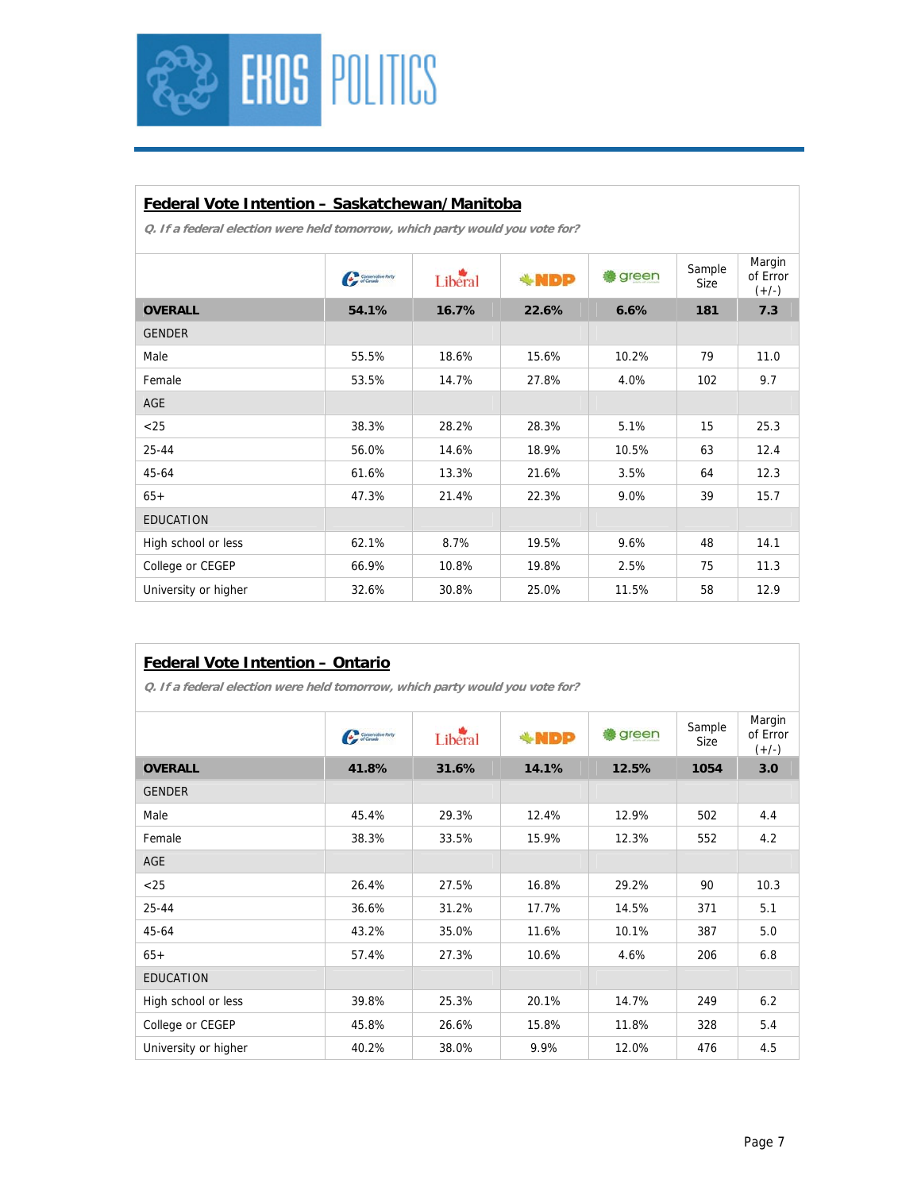## Federal Vote Intention – Saskatchewan/Manitoba

*Q. If a federal election were held tomorrow, which party would you vote for?*

| | Conservative | Liberal | NDP | Green | Sample Size | Margin of Error (+/-) |
|---|---|---|---|---|---|---|
| **OVERALL** | **54.1%** | **16.7%** | **22.6%** | **6.6%** | **181** | **7.3** |
| GENDER | | | | | | |
| Male | 55.5% | 18.6% | 15.6% | 10.2% | 79 | 11.0 |
| Female | 53.5% | 14.7% | 27.8% | 4.0% | 102 | 9.7 |
| AGE | | | | | | |
| <25 | 38.3% | 28.2% | 28.3% | 5.1% | 15 | 25.3 |
| 25-44 | 56.0% | 14.6% | 18.9% | 10.5% | 63 | 12.4 |
| 45-64 | 61.6% | 13.3% | 21.6% | 3.5% | 64 | 12.3 |
| 65+ | 47.3% | 21.4% | 22.3% | 9.0% | 39 | 15.7 |
| EDUCATION | | | | | | |
| High school or less | 62.1% | 8.7% | 19.5% | 9.6% | 48 | 14.1 |
| College or CEGEP | 66.9% | 10.8% | 19.8% | 2.5% | 75 | 11.3 |
| University or higher | 32.6% | 30.8% | 25.0% | 11.5% | 58 | 12.9 |

## Federal Vote Intention – Ontario

*Q. If a federal election were held tomorrow, which party would you vote for?*

| | Conservative | Liberal | NDP | Green | Sample Size | Margin of Error (+/-) |
|---|---|---|---|---|---|---|
| **OVERALL** | **41.8%** | **31.6%** | **14.1%** | **12.5%** | **1054** | **3.0** |
| GENDER | | | | | | |
| Male | 45.4% | 29.3% | 12.4% | 12.9% | 502 | 4.4 |
| Female | 38.3% | 33.5% | 15.9% | 12.3% | 552 | 4.2 |
| AGE | | | | | | |
| <25 | 26.4% | 27.5% | 16.8% | 29.2% | 90 | 10.3 |
| 25-44 | 36.6% | 31.2% | 17.7% | 14.5% | 371 | 5.1 |
| 45-64 | 43.2% | 35.0% | 11.6% | 10.1% | 387 | 5.0 |
| 65+ | 57.4% | 27.3% | 10.6% | 4.6% | 206 | 6.8 |
| EDUCATION | | | | | | |
| High school or less | 39.8% | 25.3% | 20.1% | 14.7% | 249 | 6.2 |
| College or CEGEP | 45.8% | 26.6% | 15.8% | 11.8% | 328 | 5.4 |
| University or higher | 40.2% | 38.0% | 9.9% | 12.0% | 476 | 4.5 |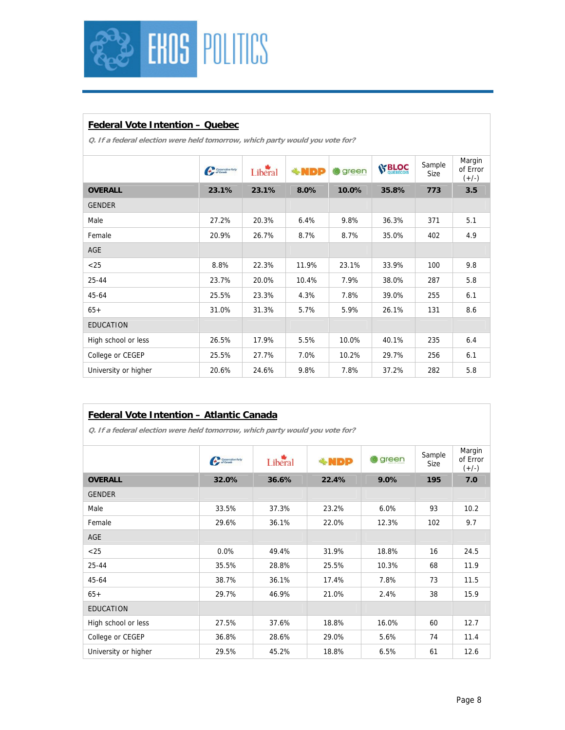## Federal Vote Intention – Quebec

*Q. If a federal election were held tomorrow, which party would you vote for?*

| | Conservative | Liberal | NDP | Green | BLOC | Sample Size | Margin of Error (+/-) |
|---|---|---|---|---|---|---|---|
| **OVERALL** | **23.1%** | **23.1%** | **8.0%** | **10.0%** | **35.8%** | **773** | **3.5** |
| GENDER | | | | | | | |
| Male | 27.2% | 20.3% | 6.4% | 9.8% | 36.3% | 371 | 5.1 |
| Female | 20.9% | 26.7% | 8.7% | 8.7% | 35.0% | 402 | 4.9 |
| AGE | | | | | | | |
| <25 | 8.8% | 22.3% | 11.9% | 23.1% | 33.9% | 100 | 9.8 |
| 25-44 | 23.7% | 20.0% | 10.4% | 7.9% | 38.0% | 287 | 5.8 |
| 45-64 | 25.5% | 23.3% | 4.3% | 7.8% | 39.0% | 255 | 6.1 |
| 65+ | 31.0% | 31.3% | 5.7% | 5.9% | 26.1% | 131 | 8.6 |
| EDUCATION | | | | | | | |
| High school or less | 26.5% | 17.9% | 5.5% | 10.0% | 40.1% | 235 | 6.4 |
| College or CEGEP | 25.5% | 27.7% | 7.0% | 10.2% | 29.7% | 256 | 6.1 |
| University or higher | 20.6% | 24.6% | 9.8% | 7.8% | 37.2% | 282 | 5.8 |

## Federal Vote Intention – Atlantic Canada

*Q. If a federal election were held tomorrow, which party would you vote for?*

| | Conservative | Liberal | NDP | Green | Sample Size | Margin of Error (+/-) |
|---|---|---|---|---|---|---|
| **OVERALL** | **32.0%** | **36.6%** | **22.4%** | **9.0%** | **195** | **7.0** |
| GENDER | | | | | | |
| Male | 33.5% | 37.3% | 23.2% | 6.0% | 93 | 10.2 |
| Female | 29.6% | 36.1% | 22.0% | 12.3% | 102 | 9.7 |
| AGE | | | | | | |
| <25 | 0.0% | 49.4% | 31.9% | 18.8% | 16 | 24.5 |
| 25-44 | 35.5% | 28.8% | 25.5% | 10.3% | 68 | 11.9 |
| 45-64 | 38.7% | 36.1% | 17.4% | 7.8% | 73 | 11.5 |
| 65+ | 29.7% | 46.9% | 21.0% | 2.4% | 38 | 15.9 |
| EDUCATION | | | | | | |
| High school or less | 27.5% | 37.6% | 18.8% | 16.0% | 60 | 12.7 |
| College or CEGEP | 36.8% | 28.6% | 29.0% | 5.6% | 74 | 11.4 |
| University or higher | 29.5% | 45.2% | 18.8% | 6.5% | 61 | 12.6 |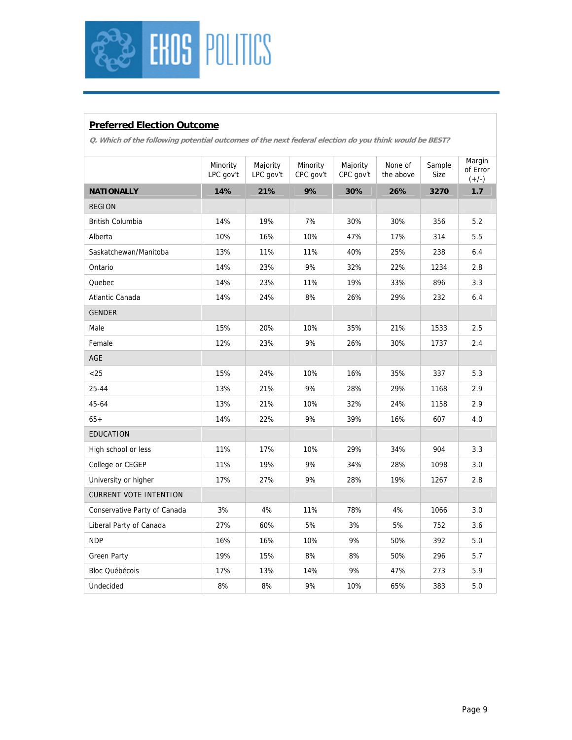## Preferred Election Outcome

***Q. Which of the following potential outcomes of the next federal election do you think would be BEST?***

| | Minority LPC gov't | Majority LPC gov't | Minority CPC gov't | Majority CPC gov't | None of the above | Sample Size | Margin of Error (+/-) |
|---|---|---|---|---|---|---|---|
| **NATIONALLY** | **14%** | **21%** | **9%** | **30%** | **26%** | **3270** | **1.7** |
| REGION | | | | | | | |
| British Columbia | 14% | 19% | 7% | 30% | 30% | 356 | 5.2 |
| Alberta | 10% | 16% | 10% | 47% | 17% | 314 | 5.5 |
| Saskatchewan/Manitoba | 13% | 11% | 11% | 40% | 25% | 238 | 6.4 |
| Ontario | 14% | 23% | 9% | 32% | 22% | 1234 | 2.8 |
| Quebec | 14% | 23% | 11% | 19% | 33% | 896 | 3.3 |
| Atlantic Canada | 14% | 24% | 8% | 26% | 29% | 232 | 6.4 |
| GENDER | | | | | | | |
| Male | 15% | 20% | 10% | 35% | 21% | 1533 | 2.5 |
| Female | 12% | 23% | 9% | 26% | 30% | 1737 | 2.4 |
| AGE | | | | | | | |
| <25 | 15% | 24% | 10% | 16% | 35% | 337 | 5.3 |
| 25-44 | 13% | 21% | 9% | 28% | 29% | 1168 | 2.9 |
| 45-64 | 13% | 21% | 10% | 32% | 24% | 1158 | 2.9 |
| 65+ | 14% | 22% | 9% | 39% | 16% | 607 | 4.0 |
| EDUCATION | | | | | | | |
| High school or less | 11% | 17% | 10% | 29% | 34% | 904 | 3.3 |
| College or CEGEP | 11% | 19% | 9% | 34% | 28% | 1098 | 3.0 |
| University or higher | 17% | 27% | 9% | 28% | 19% | 1267 | 2.8 |
| CURRENT VOTE INTENTION | | | | | | | |
| Conservative Party of Canada | 3% | 4% | 11% | 78% | 4% | 1066 | 3.0 |
| Liberal Party of Canada | 27% | 60% | 5% | 3% | 5% | 752 | 3.6 |
| NDP | 16% | 16% | 10% | 9% | 50% | 392 | 5.0 |
| Green Party | 19% | 15% | 8% | 8% | 50% | 296 | 5.7 |
| Bloc Québécois | 17% | 13% | 14% | 9% | 47% | 273 | 5.9 |
| Undecided | 8% | 8% | 9% | 10% | 65% | 383 | 5.0 |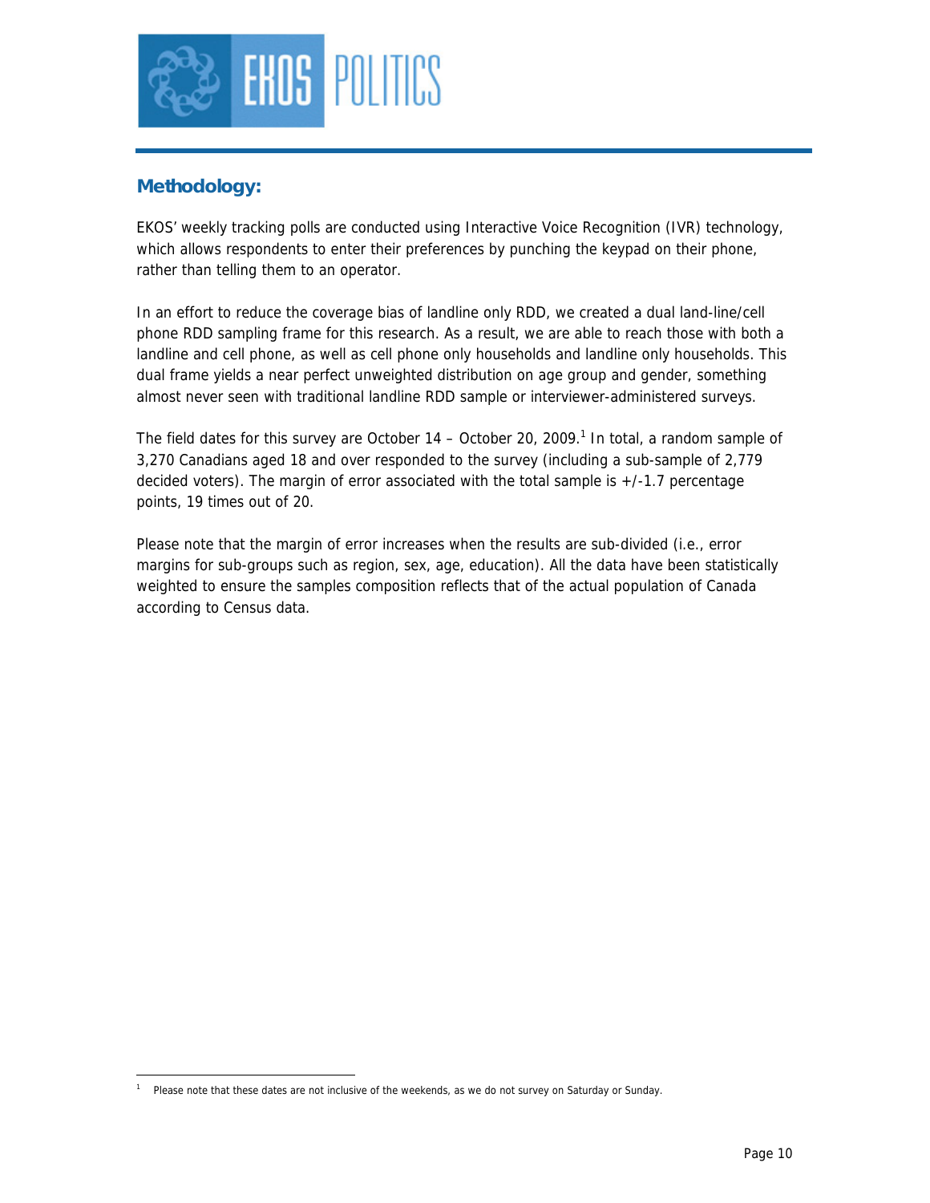## Methodology:

EKOS' weekly tracking polls are conducted using Interactive Voice Recognition (IVR) technology, which allows respondents to enter their preferences by punching the keypad on their phone, rather than telling them to an operator.

In an effort to reduce the coverage bias of landline only RDD, we created a dual land-line/cell phone RDD sampling frame for this research. As a result, we are able to reach those with both a landline and cell phone, as well as cell phone only households and landline only households. This dual frame yields a near perfect unweighted distribution on age group and gender, something almost never seen with traditional landline RDD sample or interviewer-administered surveys.

The field dates for this survey are October 14 – October 20, 2009.[1] In total, a random sample of 3,270 Canadians aged 18 and over responded to the survey (including a sub-sample of 2,779 decided voters). The margin of error associated with the total sample is +/-1.7 percentage points, 19 times out of 20.

Please note that the margin of error increases when the results are sub-divided (i.e., error margins for sub-groups such as region, sex, age, education). All the data have been statistically weighted to ensure the samples composition reflects that of the actual population of Canada according to Census data.

---

[1] Please note that these dates are not inclusive of the weekends, as we do not survey on Saturday or Sunday.